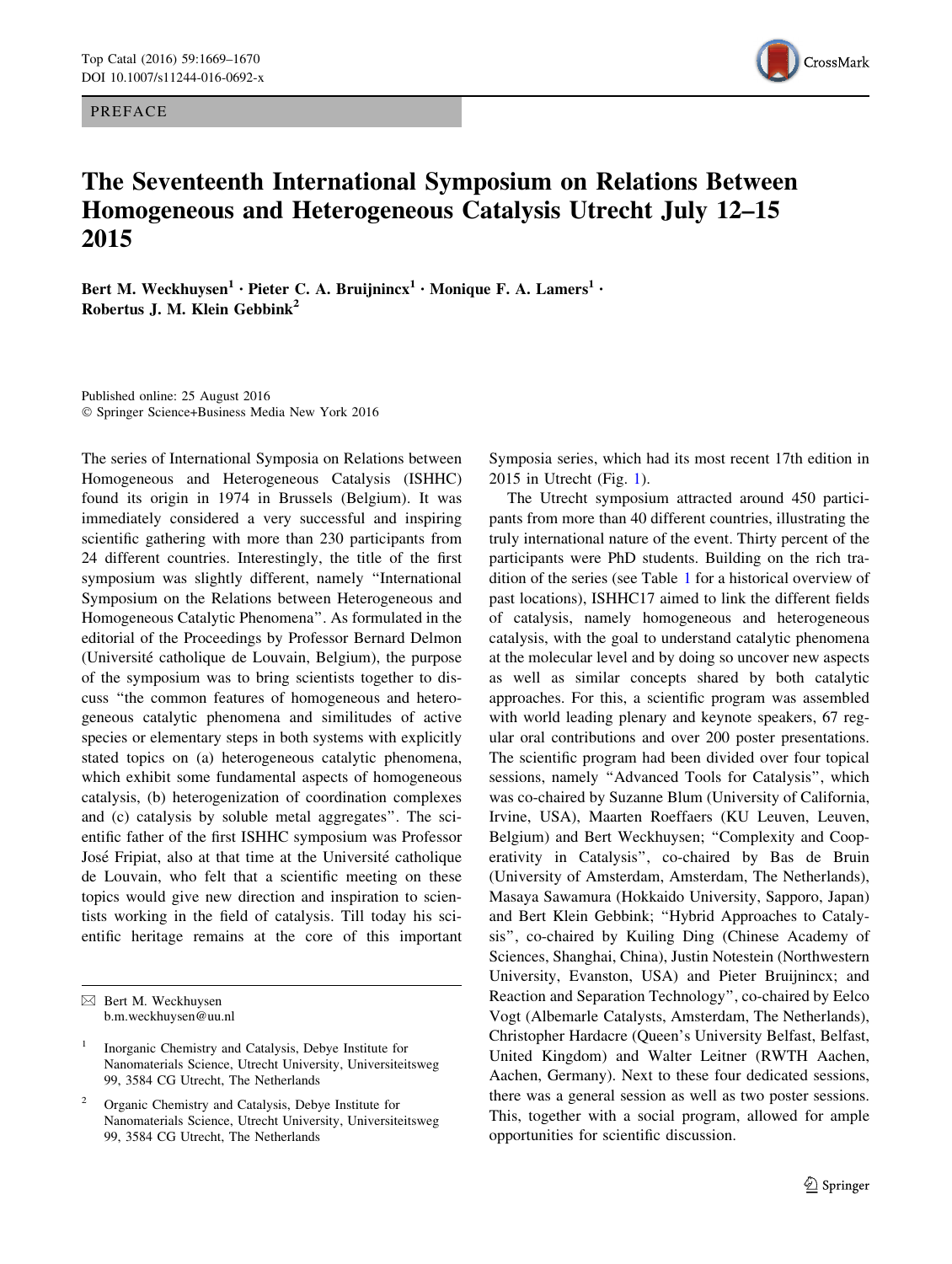PREFACE

# The Seventeenth International Symposium on Relations Between Homogeneous and Heterogeneous Catalysis Utrecht July 12–15 2015

**Bert M. Weckhuysen[1] · Pieter C. A. Bruijnincx[1] · Monique F. A. Lamers[1] · Robertus J. M. Klein Gebbink[2]**

Published online: 25 August 2016
© Springer Science+Business Media New York 2016

The series of International Symposia on Relations between Homogeneous and Heterogeneous Catalysis (ISHHC) found its origin in 1974 in Brussels (Belgium). It was immediately considered a very successful and inspiring scientific gathering with more than 230 participants from 24 different countries. Interestingly, the title of the first symposium was slightly different, namely "International Symposium on the Relations between Heterogeneous and Homogeneous Catalytic Phenomena". As formulated in the editorial of the Proceedings by Professor Bernard Delmon (Université catholique de Louvain, Belgium), the purpose of the symposium was to bring scientists together to discuss "the common features of homogeneous and heterogeneous catalytic phenomena and similitudes of active species or elementary steps in both systems with explicitly stated topics on (a) heterogeneous catalytic phenomena, which exhibit some fundamental aspects of homogeneous catalysis, (b) heterogenization of coordination complexes and (c) catalysis by soluble metal aggregates". The scientific father of the first ISHHC symposium was Professor José Fripiat, also at that time at the Université catholique de Louvain, who felt that a scientific meeting on these topics would give new direction and inspiration to scientists working in the field of catalysis. Till today his scientific heritage remains at the core of this important Symposia series, which had its most recent 17th edition in 2015 in Utrecht (Fig. 1).

The Utrecht symposium attracted around 450 participants from more than 40 different countries, illustrating the truly international nature of the event. Thirty percent of the participants were PhD students. Building on the rich tradition of the series (see Table 1 for a historical overview of past locations), ISHHC17 aimed to link the different fields of catalysis, namely homogeneous and heterogeneous catalysis, with the goal to understand catalytic phenomena at the molecular level and by doing so uncover new aspects as well as similar concepts shared by both catalytic approaches. For this, a scientific program was assembled with world leading plenary and keynote speakers, 67 regular oral contributions and over 200 poster presentations. The scientific program had been divided over four topical sessions, namely "Advanced Tools for Catalysis", which was co-chaired by Suzanne Blum (University of California, Irvine, USA), Maarten Roeffaers (KU Leuven, Leuven, Belgium) and Bert Weckhuysen; "Complexity and Cooperativity in Catalysis", co-chaired by Bas de Bruin (University of Amsterdam, Amsterdam, The Netherlands), Masaya Sawamura (Hokkaido University, Sapporo, Japan) and Bert Klein Gebbink; "Hybrid Approaches to Catalysis", co-chaired by Kuiling Ding (Chinese Academy of Sciences, Shanghai, China), Justin Notestein (Northwestern University, Evanston, USA) and Pieter Bruijnincx; and Reaction and Separation Technology", co-chaired by Eelco Vogt (Albemarle Catalysts, Amsterdam, The Netherlands), Christopher Hardacre (Queen's University Belfast, Belfast, United Kingdom) and Walter Leitner (RWTH Aachen, Aachen, Germany). Next to these four dedicated sessions, there was a general session as well as two poster sessions. This, together with a social program, allowed for ample opportunities for scientific discussion.

---

✉ Bert M. Weckhuysen
b.m.weckhuysen@uu.nl

[1] Inorganic Chemistry and Catalysis, Debye Institute for Nanomaterials Science, Utrecht University, Universiteitsweg 99, 3584 CG Utrecht, The Netherlands

[2] Organic Chemistry and Catalysis, Debye Institute for Nanomaterials Science, Utrecht University, Universiteitsweg 99, 3584 CG Utrecht, The Netherlands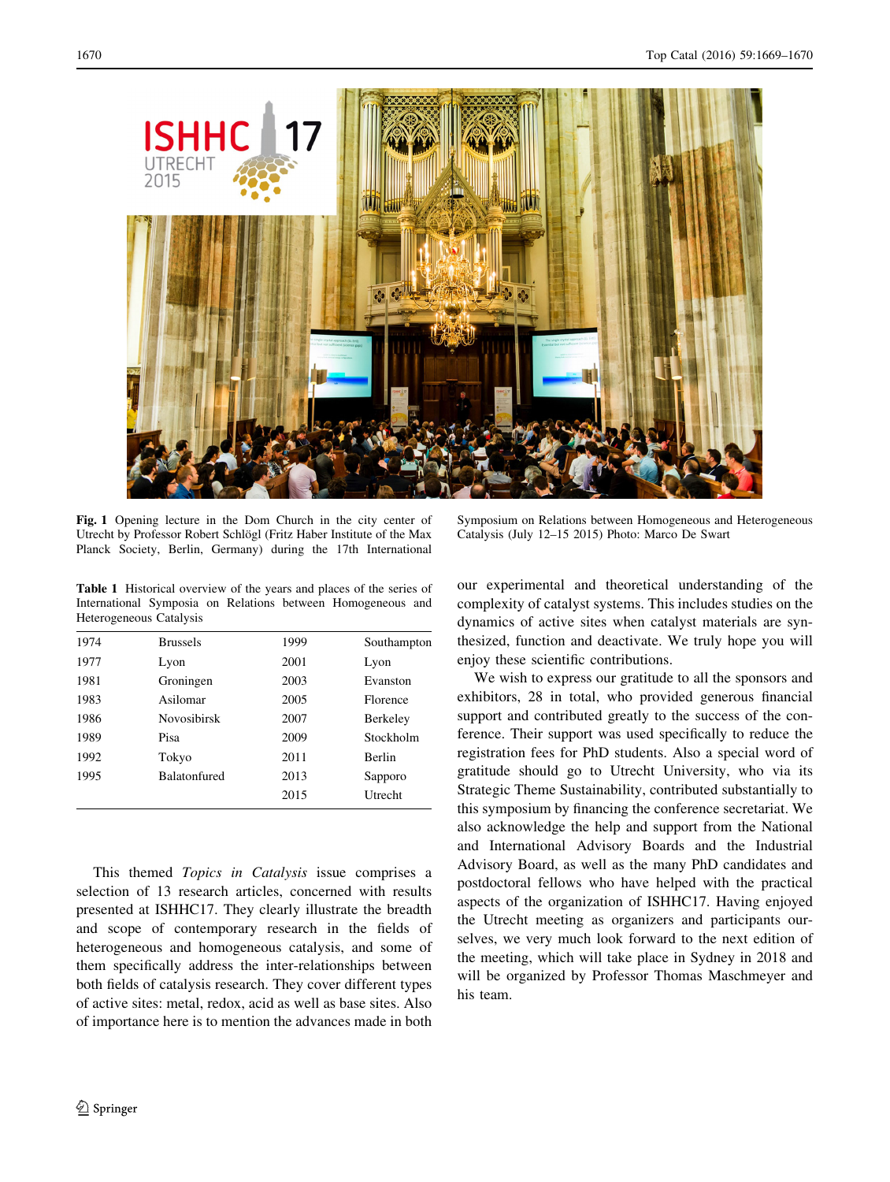**Fig. 1** Opening lecture in the Dom Church in the city center of Utrecht by Professor Robert Schlögl (Fritz Haber Institute of the Max Planck Society, Berlin, Germany) during the 17th International Symposium on Relations between Homogeneous and Heterogeneous Catalysis (July 12–15 2015) Photo: Marco De Swart

**Table 1** Historical overview of the years and places of the series of International Symposia on Relations between Homogeneous and Heterogeneous Catalysis

| | | | |
|---|---|---|---|
| 1974 | Brussels | 1999 | Southampton |
| 1977 | Lyon | 2001 | Lyon |
| 1981 | Groningen | 2003 | Evanston |
| 1983 | Asilomar | 2005 | Florence |
| 1986 | Novosibirsk | 2007 | Berkeley |
| 1989 | Pisa | 2009 | Stockholm |
| 1992 | Tokyo | 2011 | Berlin |
| 1995 | Balatonfured | 2013 | Sapporo |
| | | 2015 | Utrecht |

This themed *Topics in Catalysis* issue comprises a selection of 13 research articles, concerned with results presented at ISHHC17. They clearly illustrate the breadth and scope of contemporary research in the fields of heterogeneous and homogeneous catalysis, and some of them specifically address the inter-relationships between both fields of catalysis research. They cover different types of active sites: metal, redox, acid as well as base sites. Also of importance here is to mention the advances made in both our experimental and theoretical understanding of the complexity of catalyst systems. This includes studies on the dynamics of active sites when catalyst materials are synthesized, function and deactivate. We truly hope you will enjoy these scientific contributions.

We wish to express our gratitude to all the sponsors and exhibitors, 28 in total, who provided generous financial support and contributed greatly to the success of the conference. Their support was used specifically to reduce the registration fees for PhD students. Also a special word of gratitude should go to Utrecht University, who via its Strategic Theme Sustainability, contributed substantially to this symposium by financing the conference secretariat. We also acknowledge the help and support from the National and International Advisory Boards and the Industrial Advisory Board, as well as the many PhD candidates and postdoctoral fellows who have helped with the practical aspects of the organization of ISHHC17. Having enjoyed the Utrecht meeting as organizers and participants ourselves, we very much look forward to the next edition of the meeting, which will take place in Sydney in 2018 and will be organized by Professor Thomas Maschmeyer and his team.